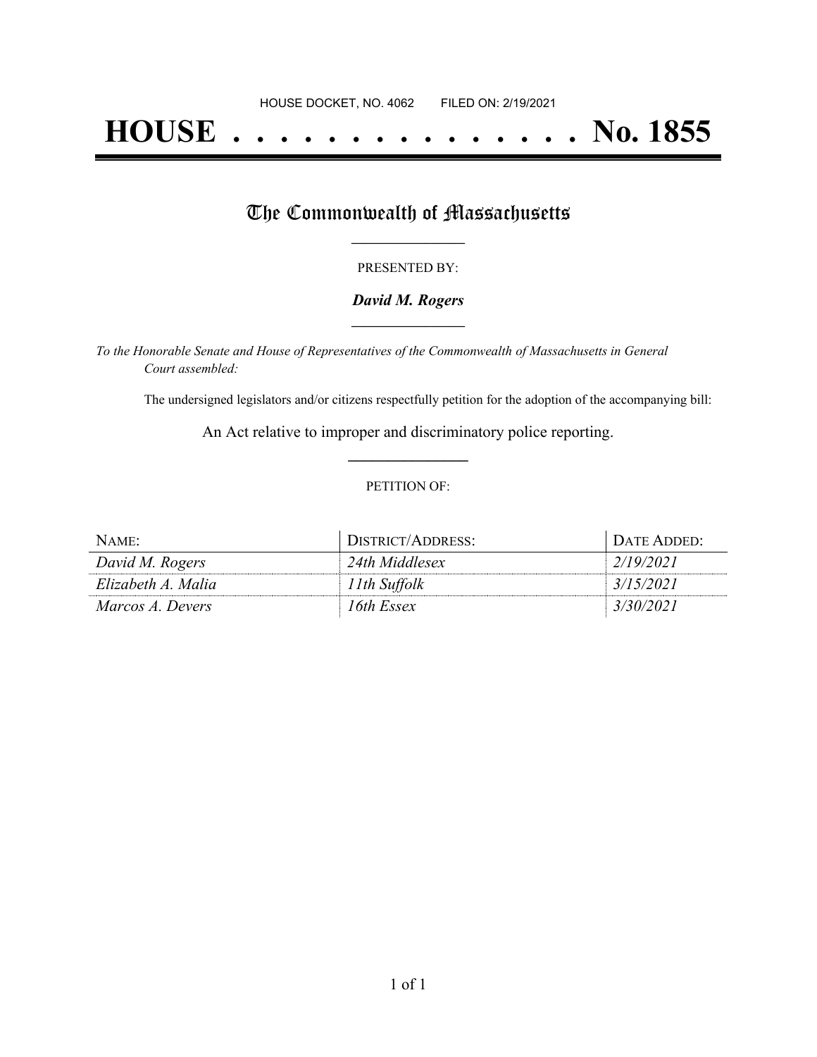HOUSE DOCKET, NO. 4062 FILED ON: 2/19/2021

# HOUSE . . . . . . . . . . . . . . . No. 1855

## The Commonwealth of Massachusetts

PRESENTED BY:

***David M. Rogers***

*To the Honorable Senate and House of Representatives of the Commonwealth of Massachusetts in General Court assembled:*

The undersigned legislators and/or citizens respectfully petition for the adoption of the accompanying bill:

An Act relative to improper and discriminatory police reporting.

PETITION OF:

| NAME: | DISTRICT/ADDRESS: | DATE ADDED: |
|---|---|---|
| *David M. Rogers* | *24th Middlesex* | *2/19/2021* |
| *Elizabeth A. Malia* | *11th Suffolk* | *3/15/2021* |
| *Marcos A. Devers* | *16th Essex* | *3/30/2021* |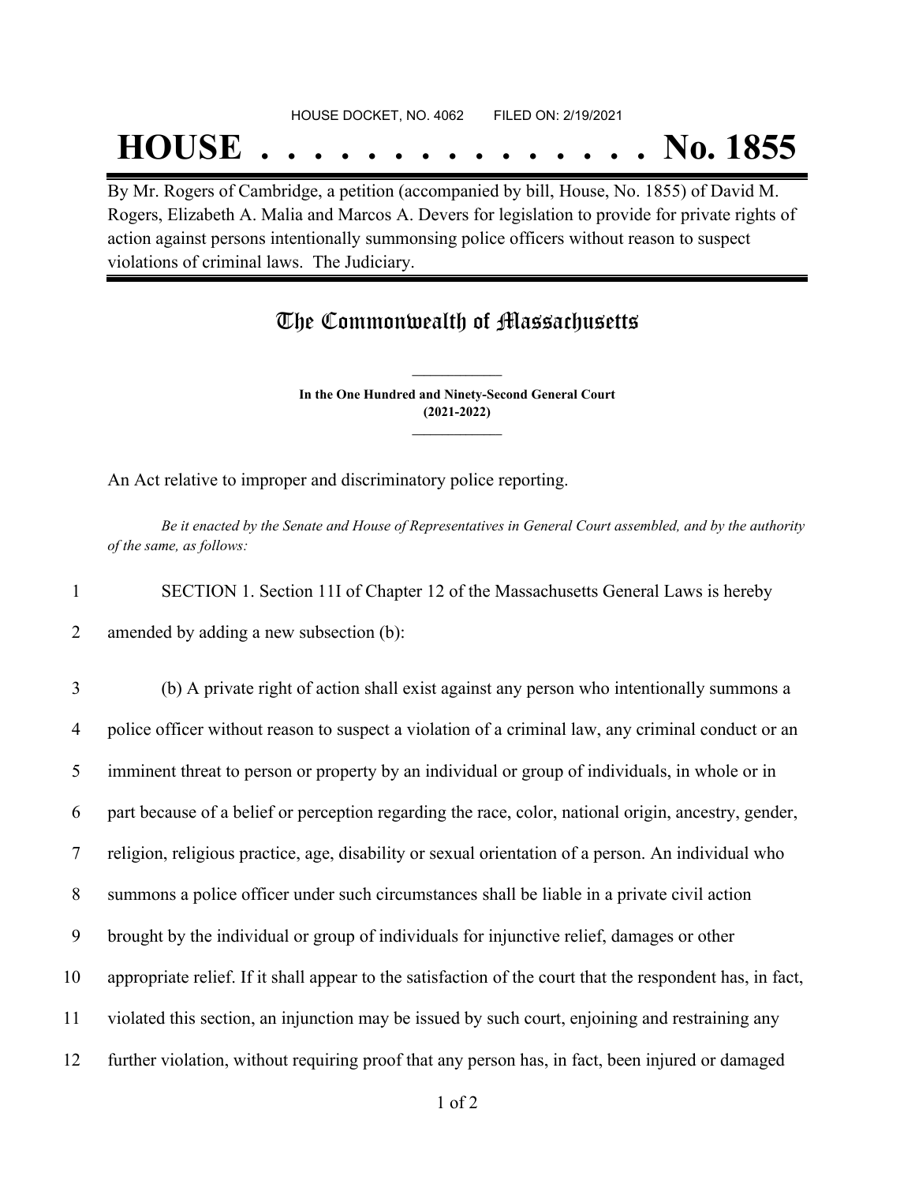HOUSE DOCKET, NO. 4062 FILED ON: 2/19/2021

# HOUSE . . . . . . . . . . . . . . . No. 1855

By Mr. Rogers of Cambridge, a petition (accompanied by bill, House, No. 1855) of David M. Rogers, Elizabeth A. Malia and Marcos A. Devers for legislation to provide for private rights of action against persons intentionally summonsing police officers without reason to suspect violations of criminal laws. The Judiciary.

## The Commonwealth of Massachusetts

**In the One Hundred and Ninety-Second General Court (2021-2022)**

An Act relative to improper and discriminatory police reporting.

*Be it enacted by the Senate and House of Representatives in General Court assembled, and by the authority of the same, as follows:*

1 SECTION 1. Section 11I of Chapter 12 of the Massachusetts General Laws is hereby
2 amended by adding a new subsection (b):

3 (b) A private right of action shall exist against any person who intentionally summons a
4 police officer without reason to suspect a violation of a criminal law, any criminal conduct or an
5 imminent threat to person or property by an individual or group of individuals, in whole or in
6 part because of a belief or perception regarding the race, color, national origin, ancestry, gender,
7 religion, religious practice, age, disability or sexual orientation of a person. An individual who
8 summons a police officer under such circumstances shall be liable in a private civil action
9 brought by the individual or group of individuals for injunctive relief, damages or other
10 appropriate relief. If it shall appear to the satisfaction of the court that the respondent has, in fact,
11 violated this section, an injunction may be issued by such court, enjoining and restraining any
12 further violation, without requiring proof that any person has, in fact, been injured or damaged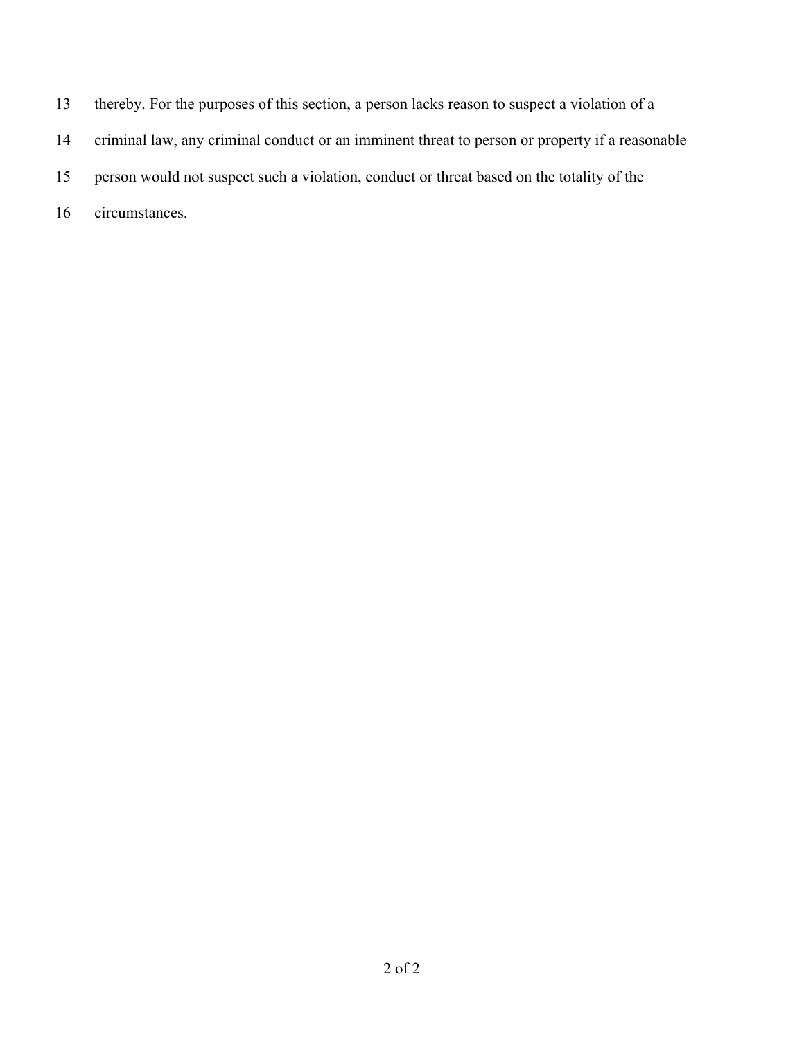thereby. For the purposes of this section, a person lacks reason to suspect a violation of a criminal law, any criminal conduct or an imminent threat to person or property if a reasonable person would not suspect such a violation, conduct or threat based on the totality of the circumstances.